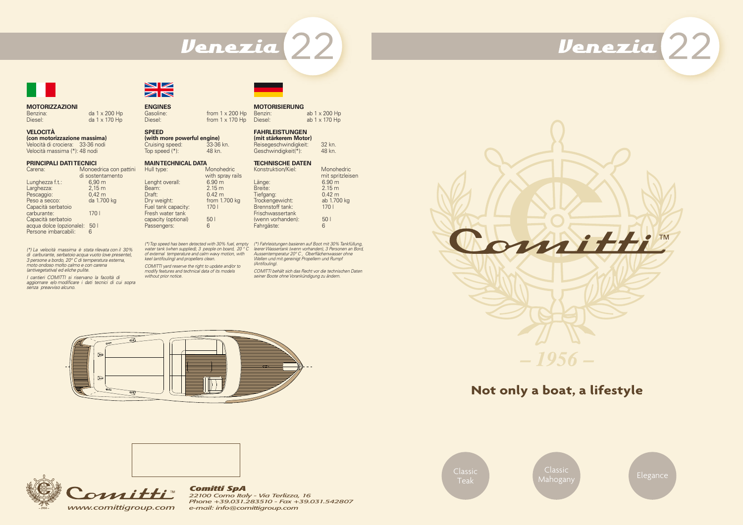# Venezia 22

## MOTORIZZAZIONI

| | |
|---|---|
| Benzina: | da 1 x 200 Hp |
| Diesel: | da 1 x 170 Hp |

## VELOCITÀ

**(con motorizzazione massima)**

Velocità di crociera: 33-36 nodi
Velocità massima (*): 48 nodi

## PRINCIPALI DATI TECNICI

| | |
|---|---|
| Carena: | Monoedrica con pattini di sostentamento |
| Lunghezza f.t.: | 6,90 m |
| Larghezza: | 2,15 m |
| Pescaggio: | 0,42 m |
| Peso a secco: | da 1.700 kg |
| Capacità serbatoio carburante: | 170 l |
| Capacità serbatoio acqua dolce (opzionale): | 50 l |
| Persone imbarcabili: | 6 |

*(*) La velocità massima è stata rilevata con il 30% di carburante, serbatoio acqua vuoto (ove presente), 3 persone a bordo, 20° C di temperatura esterna, moto ondoso molto calmo e con carena (antivegetativa) ed eliche pulite.*

*I cantieri COMITTI si riservano la facoltà di aggiornare e/o modificare i dati tecnici di cui sopra senza preavviso alcuno.*

## ENGINES

| | |
|---|---|
| Gasoline: | from 1 x 200 Hp |
| Diesel: | from 1 x 170 Hp |

## SPEED

**(with more powerful engine)**

| | |
|---|---|
| Cruising speed: | 33-36 kn. |
| Top speed (*): | 48 kn. |

## MAIN TECHNICAL DATA

| | |
|---|---|
| Hull type: | Monohedric with spray rails |
| Lenght overall: | 6.90 m |
| Beam: | 2.15 m |
| Draft: | 0.42 m |
| Dry weight: | from 1.700 kg |
| Fuel tank capacity: | 170 l |
| Fresh water tank capacity (optional) | 50 l |
| Passengers: | 6 |

*(*) Top speed has been detected with 30% fuel, empty water tank (when supplied), 3 people on board, 20 °C of external temperature and calm wavy motion, with keel (antifouling) and propellers clean.*

*COMITTI yard reserve the right to update and/or to modify features and technical data of its models without prior notice.*

## MOTORISIERUNG

| | |
|---|---|
| Benzin: | ab 1 x 200 Hp |
| Diesel: | ab 1 x 170 Hp |

## FAHRLEISTUNGEN

**(mit stärkerem Motor)**

| | |
|---|---|
| Reisegeschwindigkeit: | 32 kn. |
| Geschwindigkeit(*): | 48 kn. |

## TECHNISCHE DATEN

| | |
|---|---|
| Konstruktion/Kiel: | Monohedric mit spritzleisen |
| Länge: | 6.90 m |
| Breite: | 2.15 m |
| Tiefgang: | 0.42 m |
| Trockengewicht: | ab 1.700 kg |
| Brennstoff tank: | 170 l |
| Frischwassertank (wenn vorhanden): | 50 l |
| Fahrgäste: | 6 |

*(*) Fahrleistungen basieren auf Boot mit 30% Tankfüllung, leerer Wassertank (wenn vorhanden), 3 Personen an Bord, Aussentemperatur 20° C , Oberflächenwasser ohne Wellen und mit gereinigt Propellern und Rumpf (Antifouling).*

*COMITTI behält sich das Recht vor die technischen Daten seiner Boote ohne Vorankündigung zu ändern.*

Comitti™ www.comittigroup.com

**Comitti SpA**
*22100 Como Italy - Via Terlizza, 16*
*Phone +39.031.283510 - Fax +39.031.542807*
*e-mail: info@comittigroup.com*

# Venezia 22

Comitti™ – 1956 –

## Not only a boat, a lifestyle

Classic Teak — Classic Mahogany — Elegance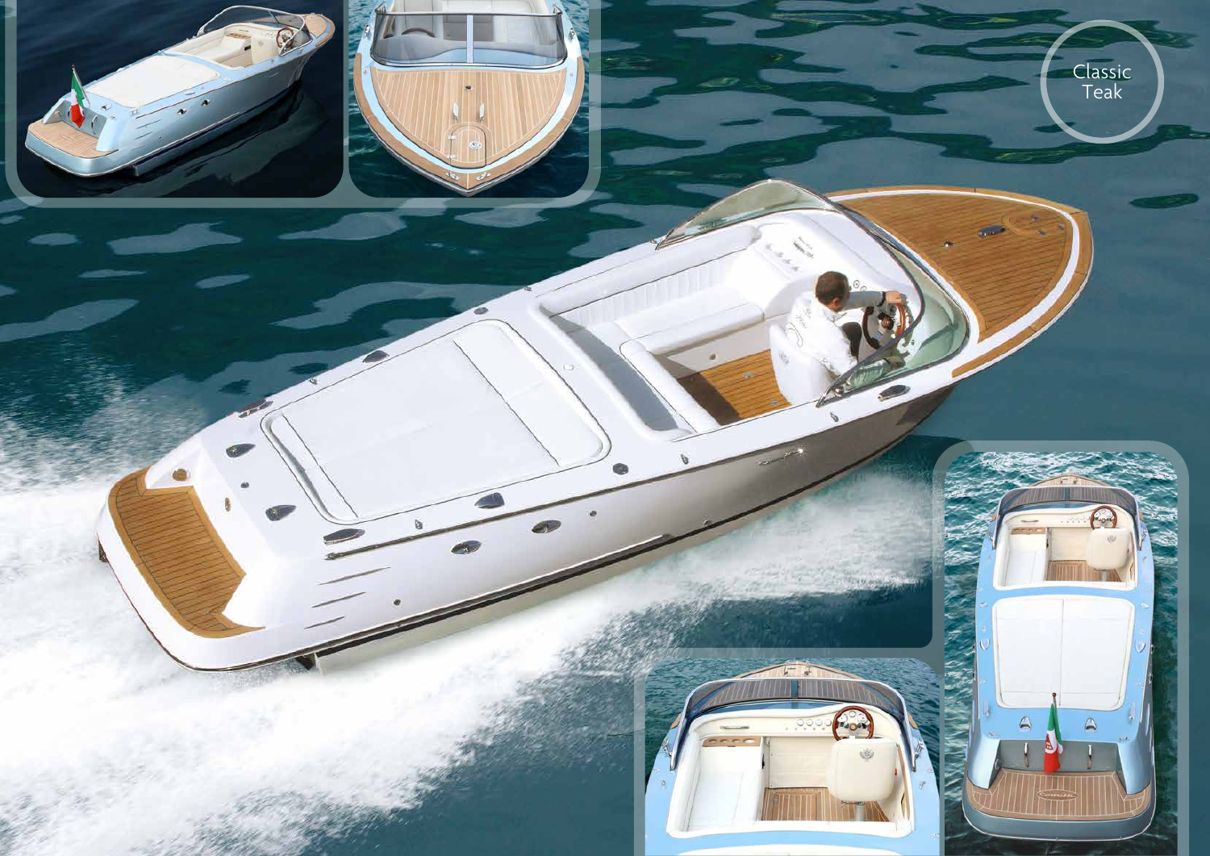Classic Teak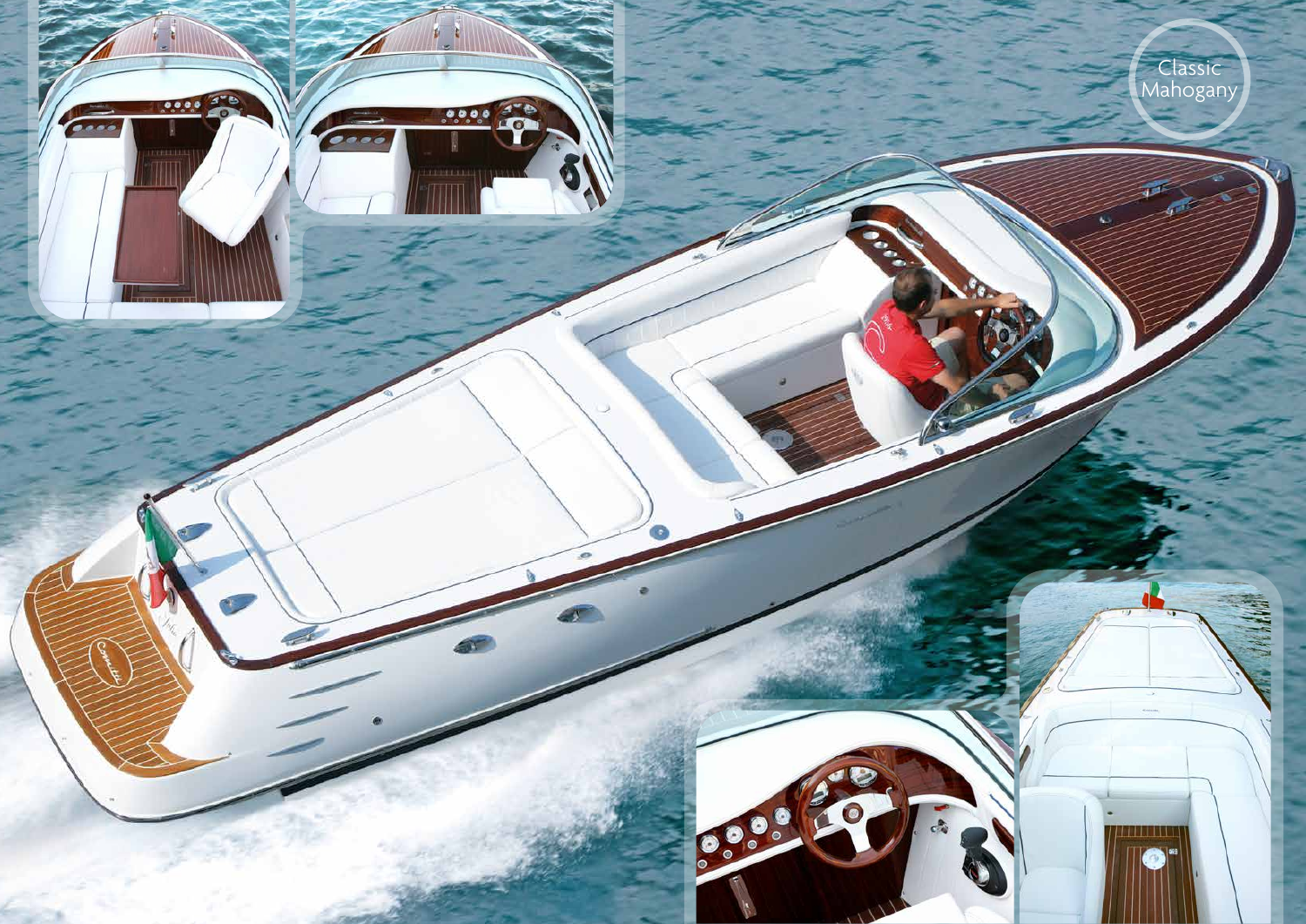Classic Mahogany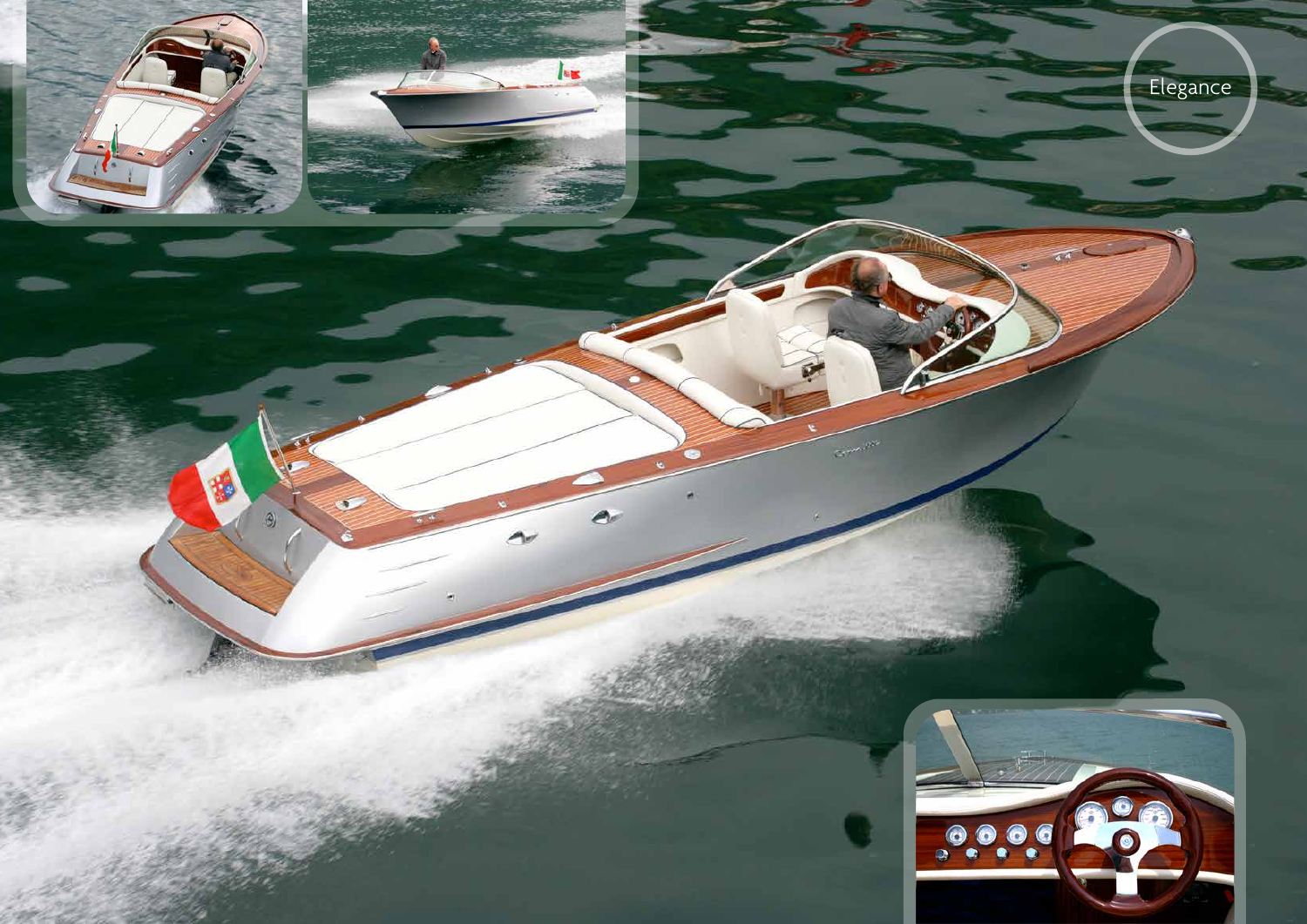Elegance